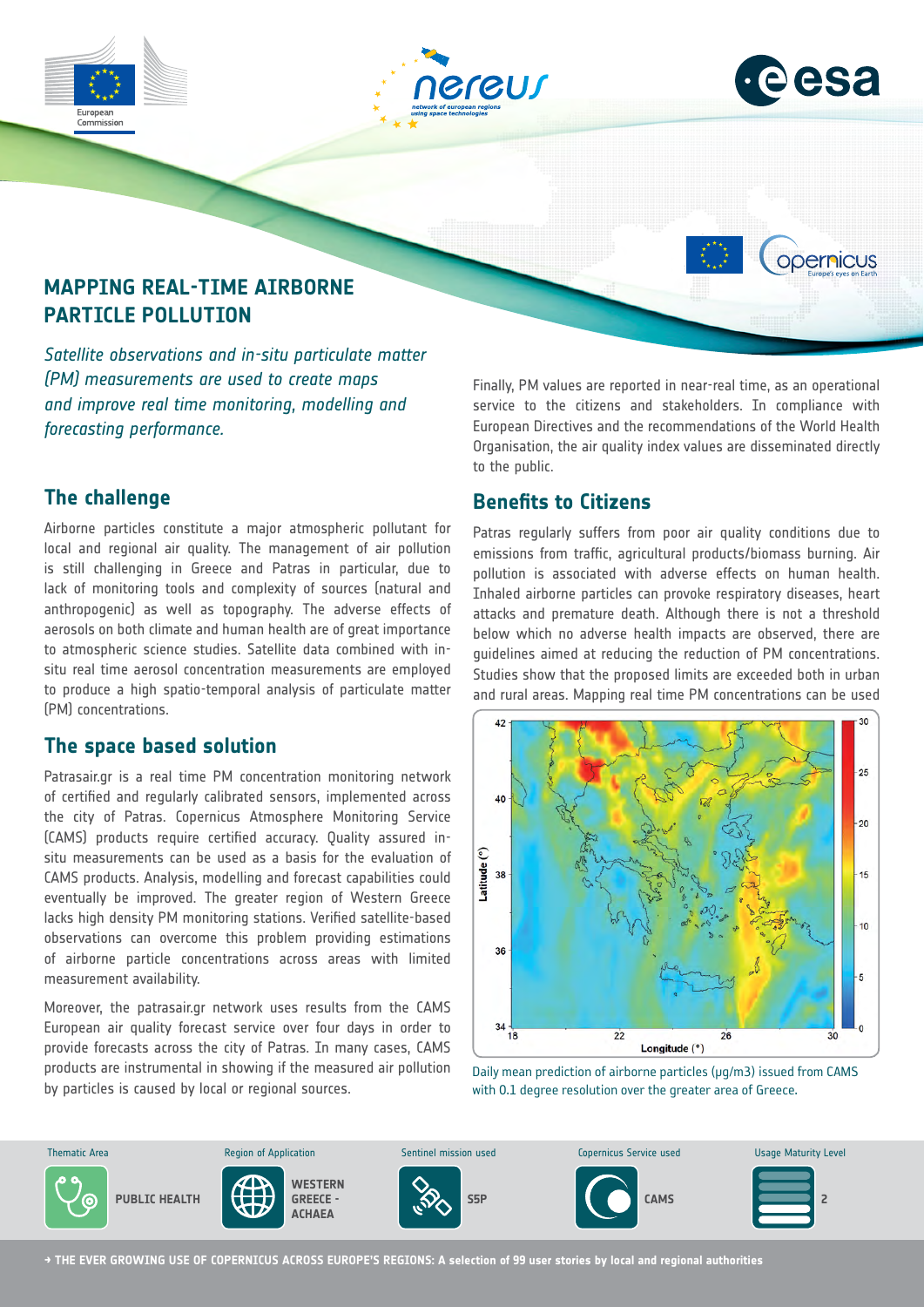# MAPPING REAL-TIME AIRBORNE PARTICLE POLLUTION

*Satellite observations and in-situ particulate matter (PM) measurements are used to create maps and improve real time monitoring, modelling and forecasting performance.*

## The challenge

Airborne particles constitute a major atmospheric pollutant for local and regional air quality. The management of air pollution is still challenging in Greece and Patras in particular, due to lack of monitoring tools and complexity of sources (natural and anthropogenic) as well as topography. The adverse effects of aerosols on both climate and human health are of great importance to atmospheric science studies. Satellite data combined with in-situ real time aerosol concentration measurements are employed to produce a high spatio-temporal analysis of particulate matter (PM) concentrations.

## The space based solution

Patrasair.gr is a real time PM concentration monitoring network of certified and regularly calibrated sensors, implemented across the city of Patras. Copernicus Atmosphere Monitoring Service (CAMS) products require certified accuracy. Quality assured in-situ measurements can be used as a basis for the evaluation of CAMS products. Analysis, modelling and forecast capabilities could eventually be improved. The greater region of Western Greece lacks high density PM monitoring stations. Verified satellite-based observations can overcome this problem providing estimations of airborne particle concentrations across areas with limited measurement availability.

Moreover, the patrasair.gr network uses results from the CAMS European air quality forecast service over four days in order to provide forecasts across the city of Patras. In many cases, CAMS products are instrumental in showing if the measured air pollution by particles is caused by local or regional sources.

Finally, PM values are reported in near-real time, as an operational service to the citizens and stakeholders. In compliance with European Directives and the recommendations of the World Health Organisation, the air quality index values are disseminated directly to the public.

## Benefits to Citizens

Patras regularly suffers from poor air quality conditions due to emissions from traffic, agricultural products/biomass burning. Air pollution is associated with adverse effects on human health. Inhaled airborne particles can provoke respiratory diseases, heart attacks and premature death. Although there is not a threshold below which no adverse health impacts are observed, there are guidelines aimed at reducing the reduction of PM concentrations. Studies show that the proposed limits are exceeded both in urban and rural areas. Mapping real time PM concentrations can be used

Daily mean prediction of airborne particles (μg/m3) issued from CAMS with 0.1 degree resolution over the greater area of Greece.

| Thematic Area | Region of Application | Sentinel mission used | Copernicus Service used | Usage Maturity Level |
|---|---|---|---|---|
| PUBLIC HEALTH | WESTERN GREECE - ACHAEA | S5P | CAMS | 2 |

→ THE EVER GROWING USE OF COPERNICUS ACROSS EUROPE'S REGIONS: A selection of 99 user stories by local and regional authorities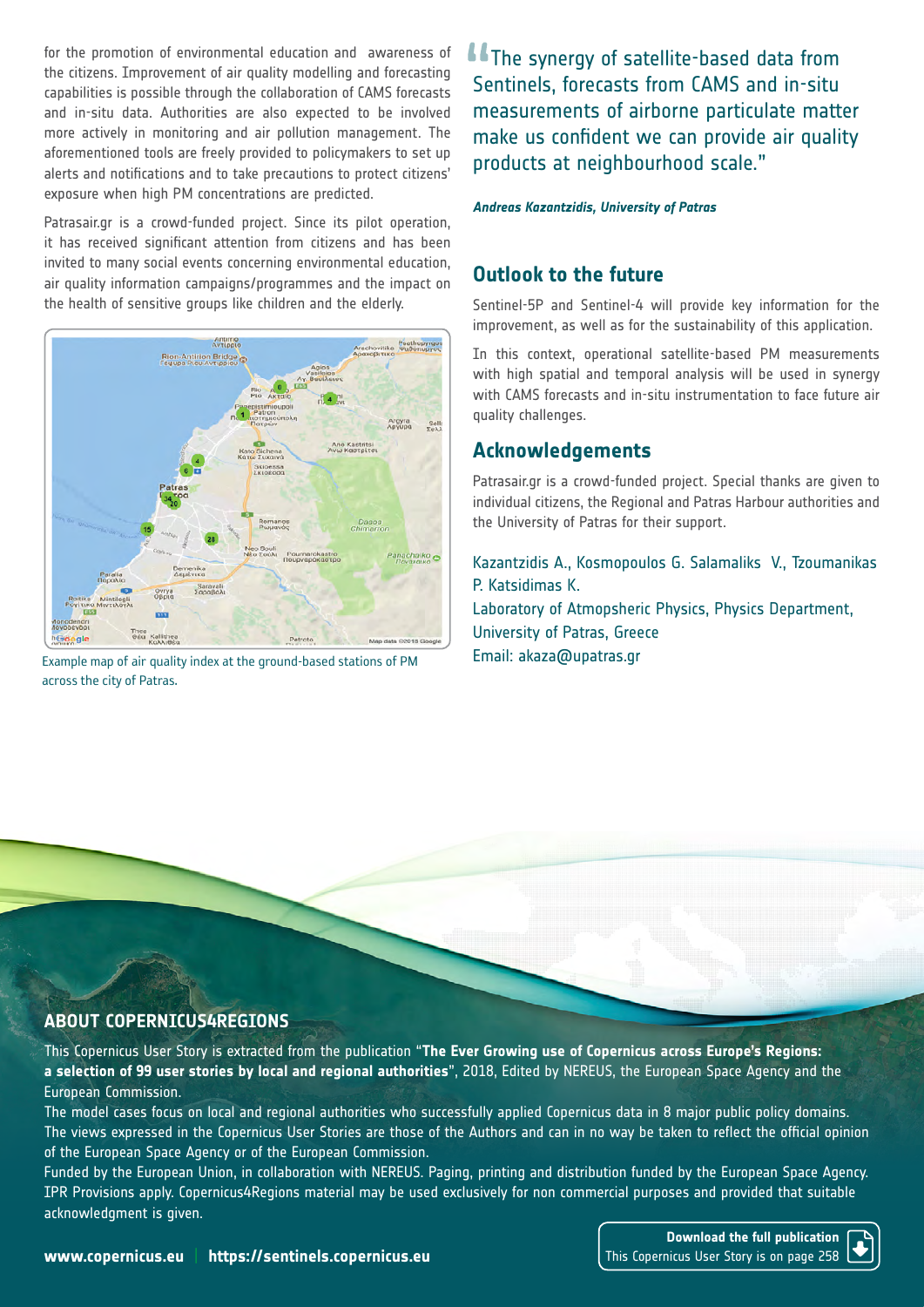for the promotion of environmental education and awareness of the citizens. Improvement of air quality modelling and forecasting capabilities is possible through the collaboration of CAMS forecasts and in-situ data. Authorities are also expected to be involved more actively in monitoring and air pollution management. The aforementioned tools are freely provided to policymakers to set up alerts and notifications and to take precautions to protect citizens' exposure when high PM concentrations are predicted.

Patrasair.gr is a crowd-funded project. Since its pilot operation, it has received significant attention from citizens and has been invited to many social events concerning environmental education, air quality information campaigns/programmes and the impact on the health of sensitive groups like children and the elderly.

Example map of air quality index at the ground-based stations of PM across the city of Patras.

> "The synergy of satellite-based data from Sentinels, forecasts from CAMS and in-situ measurements of airborne particulate matter make us confident we can provide air quality products at neighbourhood scale."

***Andreas Kazantzidis, University of Patras***

## Outlook to the future

Sentinel-5P and Sentinel-4 will provide key information for the improvement, as well as for the sustainability of this application.

In this context, operational satellite-based PM measurements with high spatial and temporal analysis will be used in synergy with CAMS forecasts and in-situ instrumentation to face future air quality challenges.

## Acknowledgements

Patrasair.gr is a crowd-funded project. Special thanks are given to individual citizens, the Regional and Patras Harbour authorities and the University of Patras for their support.

Kazantzidis A., Kosmopoulos G. Salamaliks V., Tzoumanikas P. Katsidimas K.
Laboratory of Atmopsheric Physics, Physics Department, University of Patras, Greece
Email: akaza@upatras.gr

## ABOUT COPERNICUS4REGIONS

This Copernicus User Story is extracted from the publication "**The Ever Growing use of Copernicus across Europe's Regions: a selection of 99 user stories by local and regional authorities**", 2018, Edited by NEREUS, the European Space Agency and the European Commission.
The model cases focus on local and regional authorities who successfully applied Copernicus data in 8 major public policy domains.
The views expressed in the Copernicus User Stories are those of the Authors and can in no way be taken to reflect the official opinion of the European Space Agency or of the European Commission.
Funded by the European Union, in collaboration with NEREUS. Paging, printing and distribution funded by the European Space Agency.
IPR Provisions apply. Copernicus4Regions material may be used exclusively for non commercial purposes and provided that suitable acknowledgment is given.

**www.copernicus.eu** | **https://sentinels.copernicus.eu**

**Download the full publication**
This Copernicus User Story is on page 258